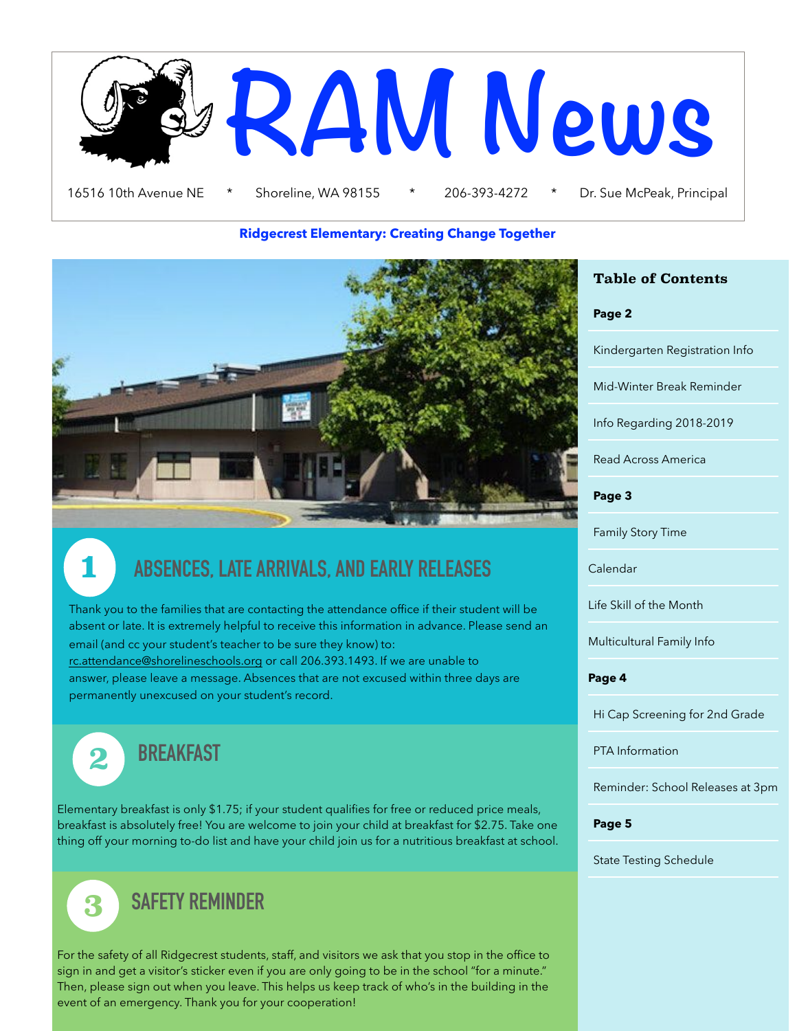# RAM News

16516 10th Avenue NE * Shoreline, WA 98155 * 206-393-4272 * Dr. Sue McPeak, Principal

**Ridgecrest Elementary: Creating Change Together**

## 1 ABSENCES, LATE ARRIVALS, AND EARLY RELEASES

Thank you to the families that are contacting the attendance office if their student will be absent or late. It is extremely helpful to receive this information in advance. Please send an email (and cc your student's teacher to be sure they know) to: rc.attendance@shorelineschools.org or call 206.393.1493. If we are unable to answer, please leave a message. Absences that are not excused within three days are permanently unexcused on your student's record.

## 2 BREAKFAST

Elementary breakfast is only $1.75; if your student qualifies for free or reduced price meals, breakfast is absolutely free! You are welcome to join your child at breakfast for $2.75. Take one thing off your morning to-do list and have your child join us for a nutritious breakfast at school.

## 3 SAFETY REMINDER

For the safety of all Ridgecrest students, staff, and visitors we ask that you stop in the office to sign in and get a visitor's sticker even if you are only going to be in the school "for a minute." Then, please sign out when you leave. This helps us keep track of who's in the building in the event of an emergency. Thank you for your cooperation!

### Table of Contents

**Page 2**
- Kindergarten Registration Info
- Mid-Winter Break Reminder
- Info Regarding 2018-2019
- Read Across America

**Page 3**
- Family Story Time
- Calendar
- Life Skill of the Month
- Multicultural Family Info

**Page 4**
- Hi Cap Screening for 2nd Grade
- PTA Information
- Reminder: School Releases at 3pm

**Page 5**
- State Testing Schedule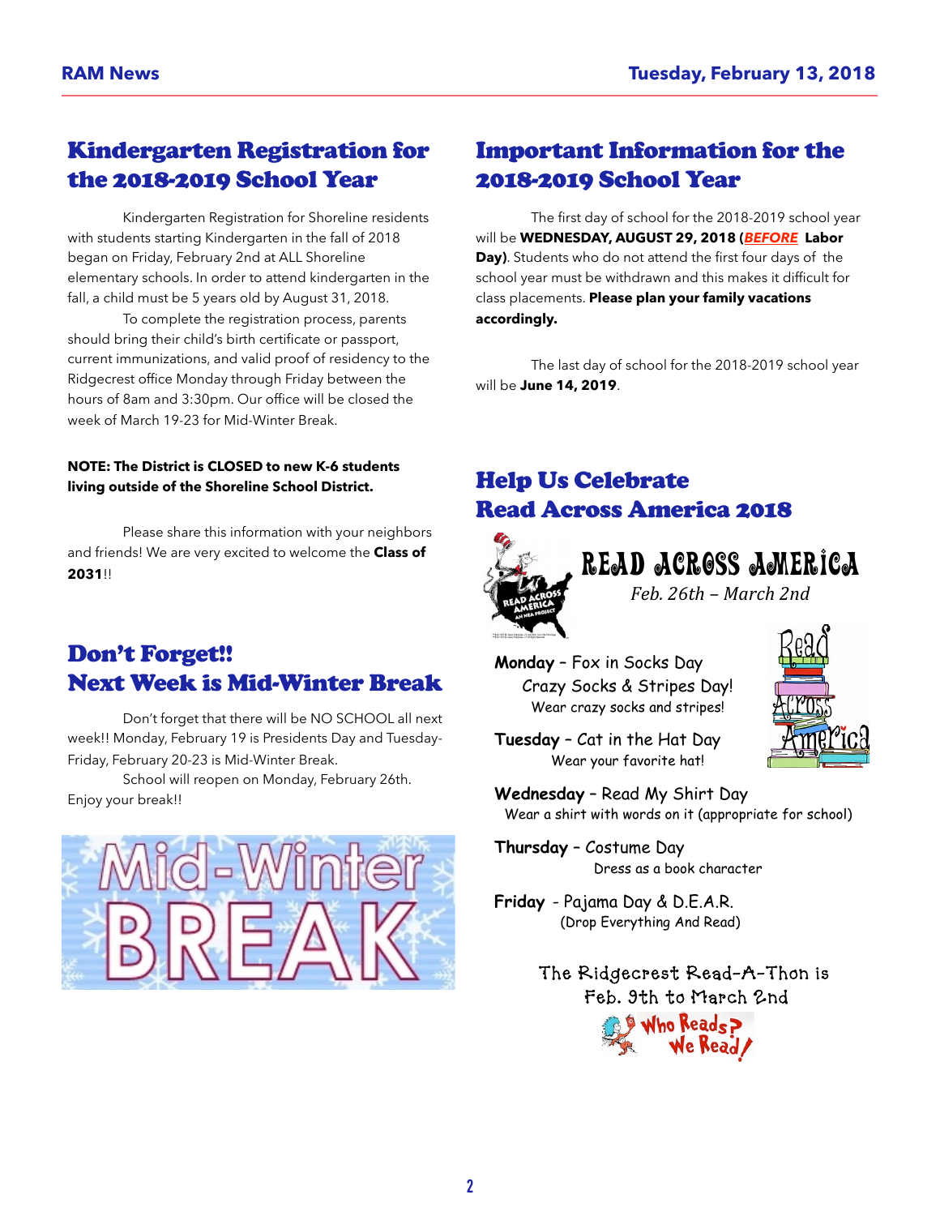## Kindergarten Registration for the 2018-2019 School Year

Kindergarten Registration for Shoreline residents with students starting Kindergarten in the fall of 2018 began on Friday, February 2nd at ALL Shoreline elementary schools. In order to attend kindergarten in the fall, a child must be 5 years old by August 31, 2018.

To complete the registration process, parents should bring their child's birth certificate or passport, current immunizations, and valid proof of residency to the Ridgecrest office Monday through Friday between the hours of 8am and 3:30pm. Our office will be closed the week of March 19-23 for Mid-Winter Break.

**NOTE: The District is CLOSED to new K-6 students living outside of the Shoreline School District.**

Please share this information with your neighbors and friends! We are very excited to welcome the **Class of 2031**!!

## Don't Forget!! Next Week is Mid-Winter Break

Don't forget that there will be NO SCHOOL all next week!! Monday, February 19 is Presidents Day and Tuesday-Friday, February 20-23 is Mid-Winter Break.

School will reopen on Monday, February 26th. Enjoy your break!!

Mid-Winter BREAK

## Important Information for the 2018-2019 School Year

The first day of school for the 2018-2019 school year will be **WEDNESDAY, AUGUST 29, 2018 (*BEFORE* Labor Day)**. Students who do not attend the first four days of the school year must be withdrawn and this makes it difficult for class placements. **Please plan your family vacations accordingly.**

The last day of school for the 2018-2019 school year will be **June 14, 2019**.

## Help Us Celebrate Read Across America 2018

**READ ACROSS AMERICA**

*Feb. 26th – March 2nd*

**Monday** – Fox in Socks Day
Crazy Socks & Stripes Day!
Wear crazy socks and stripes!

**Tuesday** – Cat in the Hat Day
Wear your favorite hat!

**Wednesday** – Read My Shirt Day
Wear a shirt with words on it (appropriate for school)

**Thursday** – Costume Day
Dress as a book character

**Friday** - Pajama Day & D.E.A.R.
(Drop Everything And Read)

The Ridgecrest Read-A-Thon is Feb. 9th to March 2nd

Who Reads? We Read!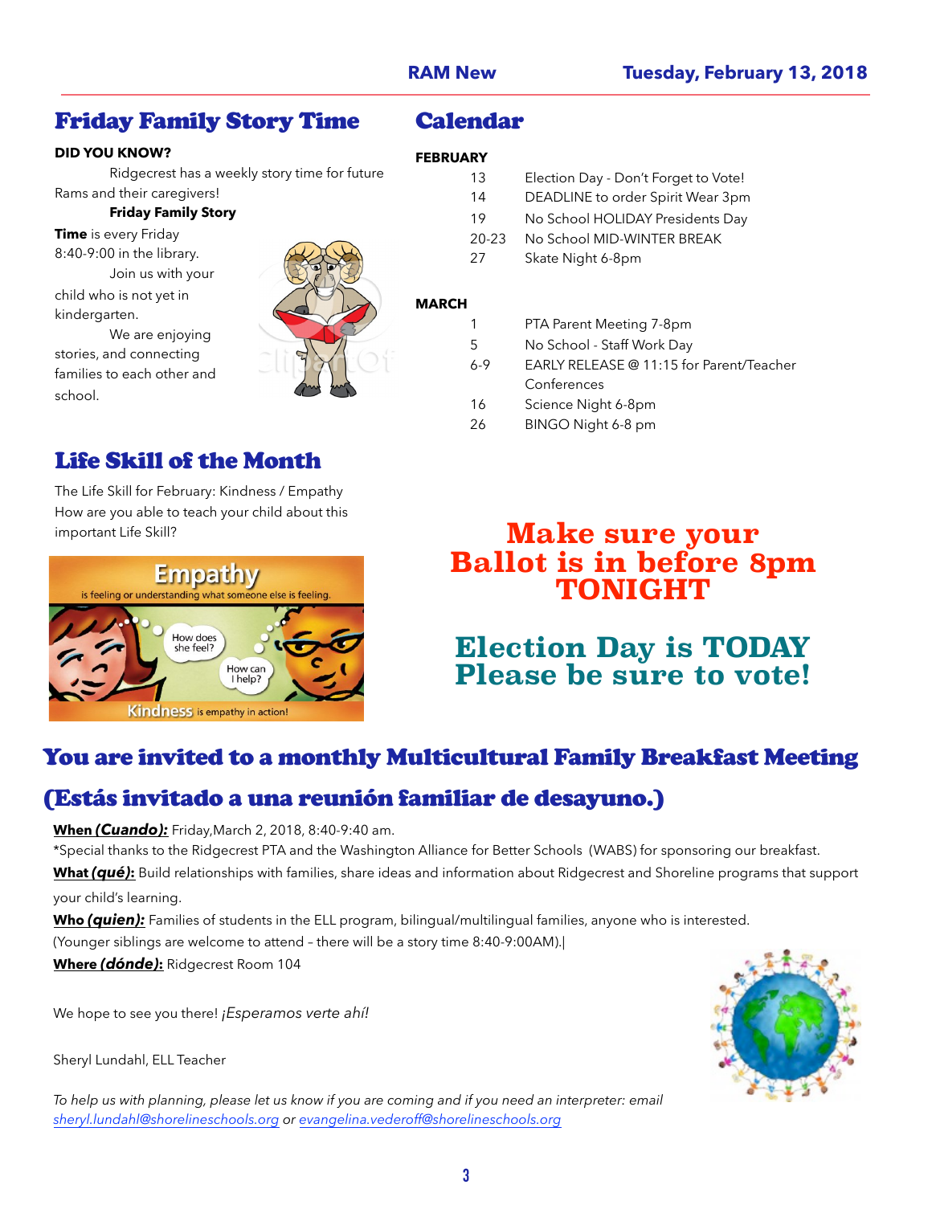## Friday Family Story Time

**DID YOU KNOW?**

Ridgecrest has a weekly story time for future Rams and their caregivers!

**Friday Family Story Time** is every Friday 8:40-9:00 in the library.

Join us with your child who is not yet in kindergarten.

We are enjoying stories, and connecting families to each other and school.

## Life Skill of the Month

The Life Skill for February: Kindness / Empathy

How are you able to teach your child about this important Life Skill?

## Calendar

**FEBRUARY**

| | |
|---|---|
| 13 | Election Day - Don't Forget to Vote! |
| 14 | DEADLINE to order Spirit Wear 3pm |
| 19 | No School HOLIDAY Presidents Day |
| 20-23 | No School MID-WINTER BREAK |
| 27 | Skate Night 6-8pm |

**MARCH**

| | |
|---|---|
| 1 | PTA Parent Meeting 7-8pm |
| 5 | No School - Staff Work Day |
| 6-9 | EARLY RELEASE @ 11:15 for Parent/Teacher Conferences |
| 16 | Science Night 6-8pm |
| 26 | BINGO Night 6-8 pm |

**Make sure your Ballot is in before 8pm TONIGHT**

**Election Day is TODAY Please be sure to vote!**

## You are invited to a monthly Multicultural Family Breakfast Meeting

## (Estás invitado a una reunión familiar de desayuno.)

**When *(Cuando)*:** Friday,March 2, 2018, 8:40-9:40 am.

*Special thanks to the Ridgecrest PTA and the Washington Alliance for Better Schools (WABS) for sponsoring our breakfast.

**What *(qué)*:** Build relationships with families, share ideas and information about Ridgecrest and Shoreline programs that support your child's learning.

**Who *(quien)*:** Families of students in the ELL program, bilingual/multilingual families, anyone who is interested.

(Younger siblings are welcome to attend – there will be a story time 8:40-9:00AM).|

**Where *(dónde)*:** Ridgecrest Room 104

We hope to see you there! *¡Esperamos verte ahí!*

Sheryl Lundahl, ELL Teacher

*To help us with planning, please let us know if you are coming and if you need an interpreter: email sheryl.lundahl@shorelineschools.org or evangelina.vederoff@shorelineschools.org*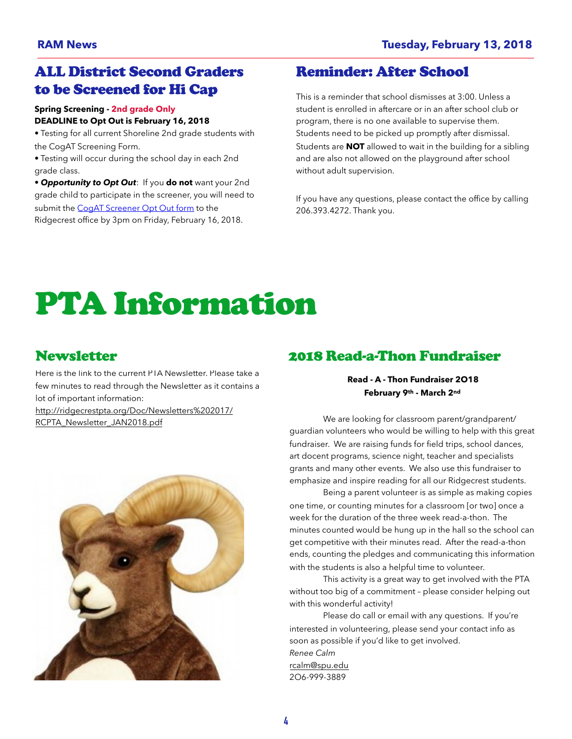## ALL District Second Graders to be Screened for Hi Cap

**Spring Screening - 2nd grade Only**
**DEADLINE to Opt Out is February 16, 2018**

- Testing for all current Shoreline 2nd grade students with the CogAT Screening Form.
- Testing will occur during the school day in each 2nd grade class.
- ***Opportunity to Opt Out***: If you **do not** want your 2nd grade child to participate in the screener, you will need to submit the [CogAT Screener Opt Out form]() to the Ridgecrest office by 3pm on Friday, February 16, 2018.

## Reminder: After School

This is a reminder that school dismisses at 3:00. Unless a student is enrolled in aftercare or in an after school club or program, there is no one available to supervise them. Students need to be picked up promptly after dismissal. Students are **NOT** allowed to wait in the building for a sibling and are also not allowed on the playground after school without adult supervision.

If you have any questions, please contact the office by calling 206.393.4272. Thank you.

# PTA Information

## Newsletter

Here is the link to the current PTA Newsletter. Please take a few minutes to read through the Newsletter as it contains a lot of important information:
http://ridgecrestpta.org/Doc/Newsletters%202017/RCPTA_Newsletter_JAN2018.pdf

## 2018 Read-a-Thon Fundraiser

**Read - A - Thon Fundraiser 2018**
**February 9th - March 2nd**

We are looking for classroom parent/grandparent/guardian volunteers who would be willing to help with this great fundraiser. We are raising funds for field trips, school dances, art docent programs, science night, teacher and specialists grants and many other events. We also use this fundraiser to emphasize and inspire reading for all our Ridgecrest students.

Being a parent volunteer is as simple as making copies one time, or counting minutes for a classroom [or two] once a week for the duration of the three week read-a-thon. The minutes counted would be hung up in the hall so the school can get competitive with their minutes read. After the read-a-thon ends, counting the pledges and communicating this information with the students is also a helpful time to volunteer.

This activity is a great way to get involved with the PTA without too big of a commitment – please consider helping out with this wonderful activity!

Please do call or email with any questions. If you're interested in volunteering, please send your contact info as soon as possible if you'd like to get involved.

*Renee Calm*
rcalm@spu.edu
206-999-3889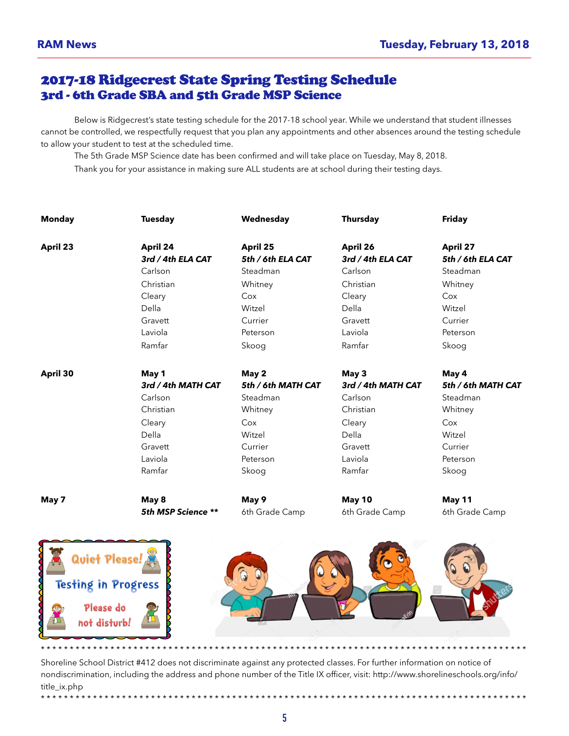# 2017-18 Ridgecrest State Spring Testing Schedule
## 3rd - 6th Grade SBA and 5th Grade MSP Science

Below is Ridgecrest's state testing schedule for the 2017-18 school year. While we understand that student illnesses cannot be controlled, we respectfully request that you plan any appointments and other absences around the testing schedule to allow your student to test at the scheduled time.

The 5th Grade MSP Science date has been confirmed and will take place on Tuesday, May 8, 2018.

Thank you for your assistance in making sure ALL students are at school during their testing days.

| Monday | Tuesday | Wednesday | Thursday | Friday |
|---|---|---|---|---|
| **April 23** | **April 24**<br>***3rd / 4th ELA CAT***<br>Carlson<br>Christian<br>Cleary<br>Della<br>Gravett<br>Laviola<br>Ramfar | **April 25**<br>***5th / 6th ELA CAT***<br>Steadman<br>Whitney<br>Cox<br>Witzel<br>Currier<br>Peterson<br>Skoog | **April 26**<br>***3rd / 4th ELA CAT***<br>Carlson<br>Christian<br>Cleary<br>Della<br>Gravett<br>Laviola<br>Ramfar | **April 27**<br>***5th / 6th ELA CAT***<br>Steadman<br>Whitney<br>Cox<br>Witzel<br>Currier<br>Peterson<br>Skoog |
| **April 30** | **May 1**<br>***3rd / 4th MATH CAT***<br>Carlson<br>Christian<br>Cleary<br>Della<br>Gravett<br>Laviola<br>Ramfar | **May 2**<br>***5th / 6th MATH CAT***<br>Steadman<br>Whitney<br>Cox<br>Witzel<br>Currier<br>Peterson<br>Skoog | **May 3**<br>***3rd / 4th MATH CAT***<br>Carlson<br>Christian<br>Cleary<br>Della<br>Gravett<br>Laviola<br>Ramfar | **May 4**<br>***5th / 6th MATH CAT***<br>Steadman<br>Whitney<br>Cox<br>Witzel<br>Currier<br>Peterson<br>Skoog |
| **May 7** | **May 8**<br>***5th MSP Science \*\**** | **May 9**<br>6th Grade Camp | **May 10**<br>6th Grade Camp | **May 11**<br>6th Grade Camp |

Quiet Please! Testing in Progress Please do not disturb!

\*\*\*\*\*\*\*\*\*\*\*\*\*\*\*\*\*\*\*\*\*\*\*\*\*\*\*\*\*\*\*\*\*\*\*\*\*\*\*\*\*\*\*\*\*\*\*\*\*\*\*\*\*\*\*\*\*\*\*\*

Shoreline School District #412 does not discriminate against any protected classes. For further information on notice of nondiscrimination, including the address and phone number of the Title IX officer, visit: http://www.shorelineschools.org/info/title_ix.php

\*\*\*\*\*\*\*\*\*\*\*\*\*\*\*\*\*\*\*\*\*\*\*\*\*\*\*\*\*\*\*\*\*\*\*\*\*\*\*\*\*\*\*\*\*\*\*\*\*\*\*\*\*\*\*\*\*\*\*\*